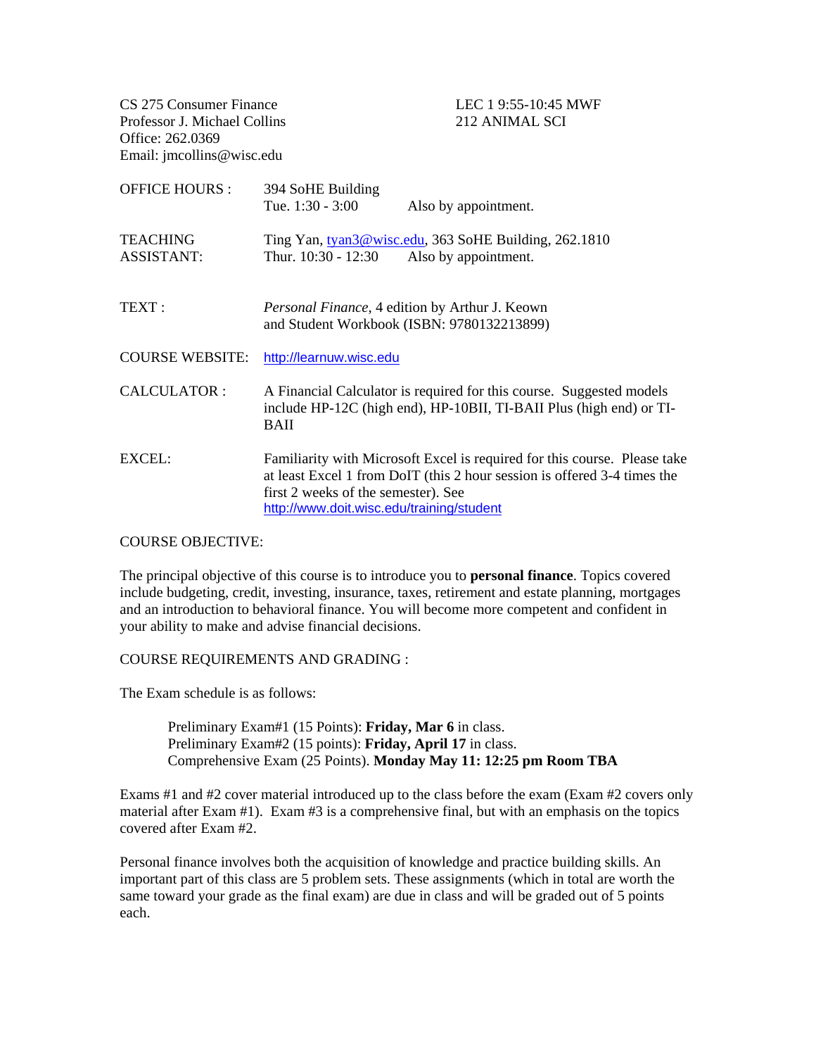CS 275 Consumer Finance
Professor J. Michael Collins
Office: 262.0369
Email: jmcollins@wisc.edu

LEC 1 9:55-10:45 MWF
212 ANIMAL SCI

OFFICE HOURS : 394 SoHE Building
Tue. 1:30 - 3:00 Also by appointment.

TEACHING ASSISTANT: Ting Yan, tyan3@wisc.edu, 363 SoHE Building, 262.1810
Thur. 10:30 - 12:30 Also by appointment.

TEXT : *Personal Finance*, 4 edition by Arthur J. Keown and Student Workbook (ISBN: 9780132213899)

COURSE WEBSITE: http://learnuw.wisc.edu

CALCULATOR : A Financial Calculator is required for this course. Suggested models include HP-12C (high end), HP-10BII, TI-BAII Plus (high end) or TI-BAII

EXCEL: Familiarity with Microsoft Excel is required for this course. Please take at least Excel 1 from DoIT (this 2 hour session is offered 3-4 times the first 2 weeks of the semester). See http://www.doit.wisc.edu/training/student

COURSE OBJECTIVE:

The principal objective of this course is to introduce you to **personal finance**. Topics covered include budgeting, credit, investing, insurance, taxes, retirement and estate planning, mortgages and an introduction to behavioral finance. You will become more competent and confident in your ability to make and advise financial decisions.

COURSE REQUIREMENTS AND GRADING :

The Exam schedule is as follows:

Preliminary Exam#1 (15 Points): **Friday, Mar 6** in class.
Preliminary Exam#2 (15 points): **Friday, April 17** in class.
Comprehensive Exam (25 Points). **Monday May 11: 12:25 pm Room TBA**

Exams #1 and #2 cover material introduced up to the class before the exam (Exam #2 covers only material after Exam #1). Exam #3 is a comprehensive final, but with an emphasis on the topics covered after Exam #2.

Personal finance involves both the acquisition of knowledge and practice building skills. An important part of this class are 5 problem sets. These assignments (which in total are worth the same toward your grade as the final exam) are due in class and will be graded out of 5 points each.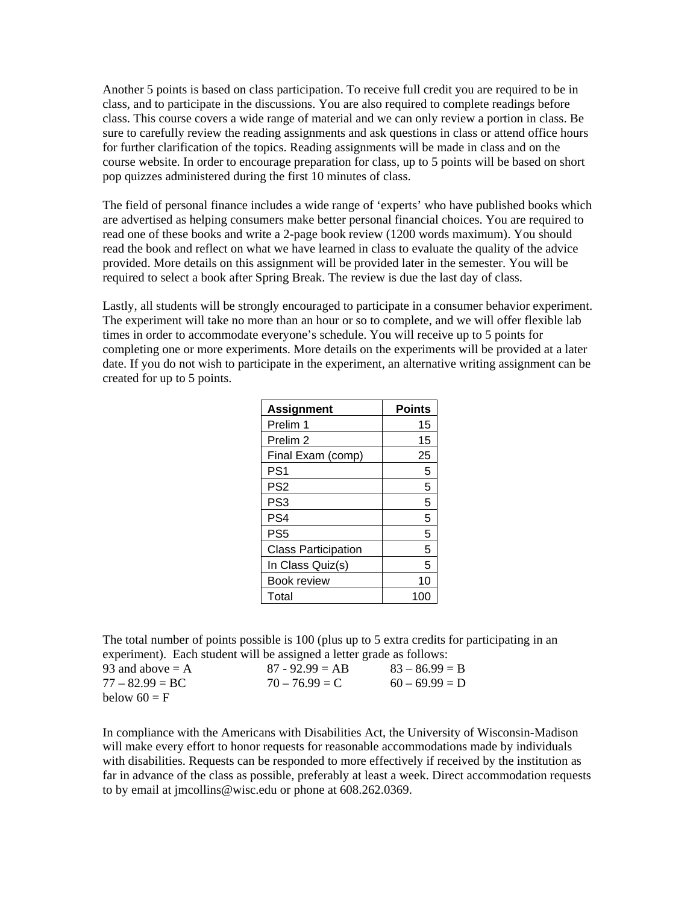Another 5 points is based on class participation. To receive full credit you are required to be in class, and to participate in the discussions. You are also required to complete readings before class. This course covers a wide range of material and we can only review a portion in class. Be sure to carefully review the reading assignments and ask questions in class or attend office hours for further clarification of the topics. Reading assignments will be made in class and on the course website. In order to encourage preparation for class, up to 5 points will be based on short pop quizzes administered during the first 10 minutes of class.

The field of personal finance includes a wide range of 'experts' who have published books which are advertised as helping consumers make better personal financial choices. You are required to read one of these books and write a 2-page book review (1200 words maximum). You should read the book and reflect on what we have learned in class to evaluate the quality of the advice provided. More details on this assignment will be provided later in the semester. You will be required to select a book after Spring Break. The review is due the last day of class.

Lastly, all students will be strongly encouraged to participate in a consumer behavior experiment. The experiment will take no more than an hour or so to complete, and we will offer flexible lab times in order to accommodate everyone's schedule. You will receive up to 5 points for completing one or more experiments. More details on the experiments will be provided at a later date. If you do not wish to participate in the experiment, an alternative writing assignment can be created for up to 5 points.

| **Assignment** | **Points** |
|---|---:|
| Prelim 1 | 15 |
| Prelim 2 | 15 |
| Final Exam (comp) | 25 |
| PS1 | 5 |
| PS2 | 5 |
| PS3 | 5 |
| PS4 | 5 |
| PS5 | 5 |
| Class Participation | 5 |
| In Class Quiz(s) | 5 |
| Book review | 10 |
| Total | 100 |

The total number of points possible is 100 (plus up to 5 extra credits for participating in an experiment). Each student will be assigned a letter grade as follows:

93 and above = A　　87 - 92.99 = AB　　83 – 86.99 = B
77 – 82.99 = BC　　70 – 76.99 = C　　60 – 69.99 = D
below 60 = F

In compliance with the Americans with Disabilities Act, the University of Wisconsin-Madison will make every effort to honor requests for reasonable accommodations made by individuals with disabilities. Requests can be responded to more effectively if received by the institution as far in advance of the class as possible, preferably at least a week. Direct accommodation requests to by email at jmcollins@wisc.edu or phone at 608.262.0369.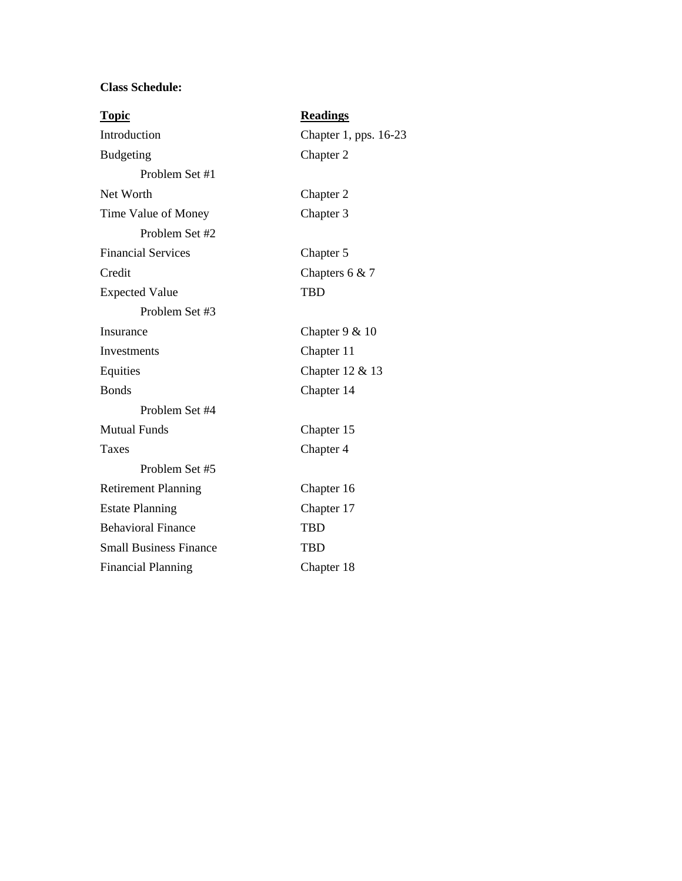**Class Schedule:**

| **Topic** | **Readings** |
|---|---|
| Introduction | Chapter 1, pps. 16-23 |
| Budgeting | Chapter 2 |
| Problem Set #1 | |
| Net Worth | Chapter 2 |
| Time Value of Money | Chapter 3 |
| Problem Set #2 | |
| Financial Services | Chapter 5 |
| Credit | Chapters 6 & 7 |
| Expected Value | TBD |
| Problem Set #3 | |
| Insurance | Chapter 9 & 10 |
| Investments | Chapter 11 |
| Equities | Chapter 12 & 13 |
| Bonds | Chapter 14 |
| Problem Set #4 | |
| Mutual Funds | Chapter 15 |
| Taxes | Chapter 4 |
| Problem Set #5 | |
| Retirement Planning | Chapter 16 |
| Estate Planning | Chapter 17 |
| Behavioral Finance | TBD |
| Small Business Finance | TBD |
| Financial Planning | Chapter 18 |